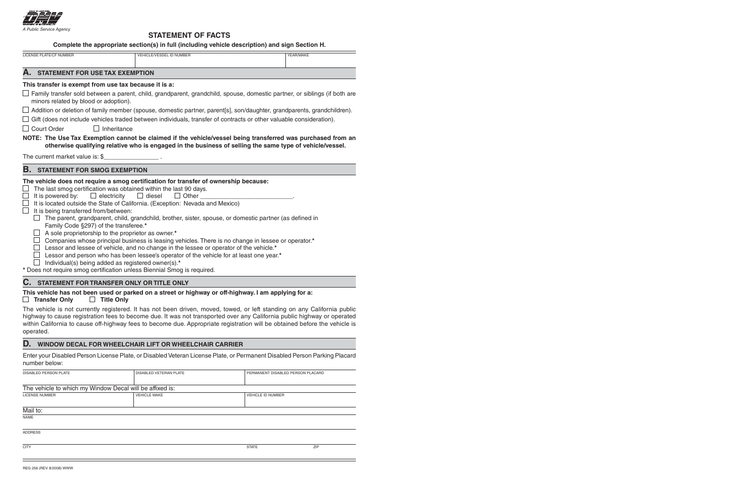A Public Service Agency

# STATEMENT OF FACTS

**Complete the appropriate section(s) in full (including vehicle description) and sign Section H.**

| LICENSE PLATE/CF NUMBER | VEHICLE/VESSEL ID NUMBER | YEAR/MAKE |
|---|---|---|
| | | |

## A. STATEMENT FOR USE TAX EXEMPTION

**This transfer is exempt from use tax because it is a:**

- ☐ Family transfer sold between a parent, child, grandparent, grandchild, spouse, domestic partner, or siblings (if both are minors related by blood or adoption).
- ☐ Addition or deletion of family member (spouse, domestic partner, parent[s], son/daughter, grandparents, grandchildren).
- ☐ Gift (does not include vehicles traded between individuals, transfer of contracts or other valuable consideration).
- ☐ Court Order ☐ Inheritance

**NOTE: The Use Tax Exemption cannot be claimed if the vehicle/vessel being transferred was purchased from an otherwise qualifying relative who is engaged in the business of selling the same type of vehicle/vessel.**

The current market value is: $________________ .

## B. STATEMENT FOR SMOG EXEMPTION

**The vehicle does not require a smog certification for transfer of ownership because:**

- ☐ The last smog certification was obtained within the last 90 days.
- ☐ It is powered by: ☐ electricity ☐ diesel ☐ Other ___________________________.
- ☐ It is located outside the State of California. (Exception: Nevada and Mexico)
- ☐ It is being transferred from/between:
  - ☐ The parent, grandparent, child, grandchild, brother, sister, spouse, or domestic partner (as defined in Family Code §297) of the transferee.*
  - ☐ A sole proprietorship to the proprietor as owner.*
  - ☐ Companies whose principal business is leasing vehicles. There is no change in lessee or operator.*
  - ☐ Lessor and lessee of vehicle, and no change in the lessee or operator of the vehicle.*
  - ☐ Lessor and person who has been lessee's operator of the vehicle for at least one year.*
  - ☐ Individual(s) being added as registered owner(s).*

\* Does not require smog certification unless Biennial Smog is required.

## C. STATEMENT FOR TRANSFER ONLY OR TITLE ONLY

**This vehicle has not been used or parked on a street or highway or off-highway. I am applying for a:**
☐ **Transfer Only** ☐ **Title Only**

The vehicle is not currently registered. It has not been driven, moved, towed, or left standing on any California public highway to cause registration fees to become due. It was not transported over any California public highway or operated within California to cause off-highway fees to become due. Appropriate registration will be obtained before the vehicle is operated.

## D. WINDOW DECAL FOR WHEELCHAIR LIFT OR WHEELCHAIR CARRIER

Enter your Disabled Person License Plate, or Disabled Veteran License Plate, or Permanent Disabled Person Parking Placard number below:

| DISABLED PERSON PLATE | DISABLED VETERAN PLATE | PERMANENT DISABLED PERSON PLACARD |
|---|---|---|
| | | |

The vehicle to which my Window Decal will be affixed is:

| LICENSE NUMBER | VEHICLE MAKE | VEHICLE ID NUMBER |
|---|---|---|
| | | |

Mail to:

NAME

ADDRESS

| CITY | STATE | ZIP |
|---|---|---|
| | | |

REG 256 (REV. 8/2008) WWW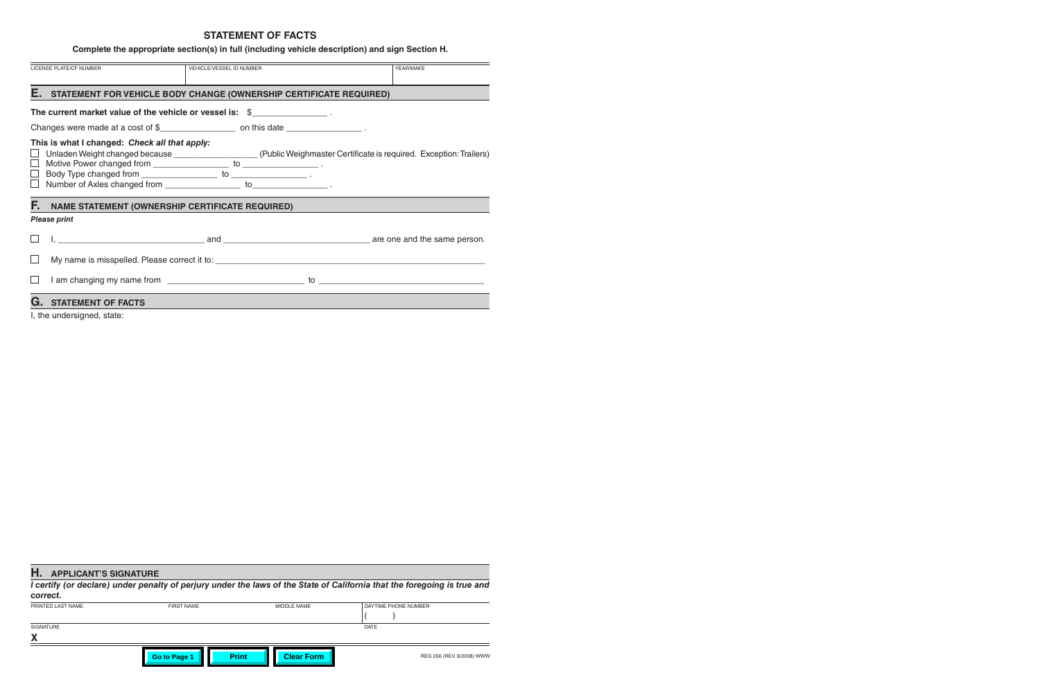# STATEMENT OF FACTS

**Complete the appropriate section(s) in full (including vehicle description) and sign Section H.**

| LICENSE PLATE/CF NUMBER | VEHICLE/VESSEL ID NUMBER | YEAR/MAKE |
|---|---|---|
| | | |

## E. STATEMENT FOR VEHICLE BODY CHANGE (OWNERSHIP CERTIFICATE REQUIRED)

**The current market value of the vehicle or vessel is:** $_______________ .

Changes were made at a cost of $_______________ on this date _______________ .

**This is what I changed:** ***Check all that apply:***

- ☐ Unladen Weight changed because _________________ (Public Weighmaster Certificate is required. Exception: Trailers)
- ☐ Motive Power changed from _______________ to _______________ .
- ☐ Body Type changed from _______________ to _______________ .
- ☐ Number of Axles changed from _______________ to_______________ .

## F. NAME STATEMENT (OWNERSHIP CERTIFICATE REQUIRED)

***Please print***

☐ I, _____________________________ and _____________________________ are one and the same person.

☐ My name is misspelled. Please correct it to: _____________________________________________________

☐ I am changing my name from ___________________________ to _________________________________

## G. STATEMENT OF FACTS

I, the undersigned, state:

## H. APPLICANT'S SIGNATURE

***I certify (or declare) under penalty of perjury under the laws of the State of California that the foregoing is true and correct.***

| PRINTED LAST NAME | FIRST NAME | MIDDLE NAME | DAYTIME PHONE NUMBER |
|---|---|---|---|
| | | | ( ) |

| SIGNATURE | DATE |
|---|---|
| **X** | |

Go to Page 1 | Print | Clear Form

REG 256 (REV. 8/2008) WWW